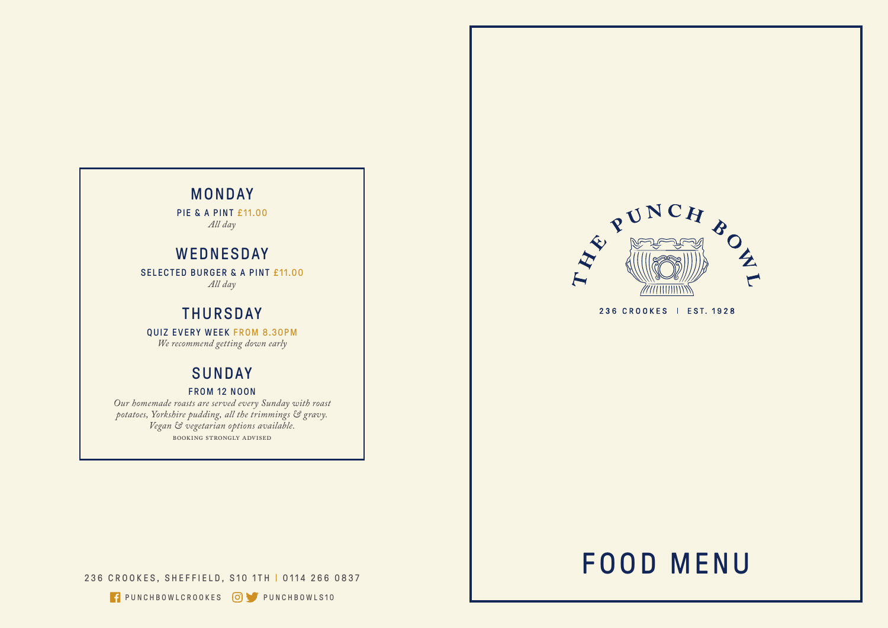## MONDAY

**PIE & A PINT** £11.00
*All day*

## WEDNESDAY

**SELECTED BURGER & A PINT** £11.00
*All day*

## THURSDAY

**QUIZ EVERY WEEK** FROM 8.30PM
*We recommend getting down early*

## SUNDAY

**FROM 12 NOON**
*Our homemade roasts are served every Sunday with roast potatoes, Yorkshire pudding, all the trimmings & gravy. Vegan & vegetarian options available.*
BOOKING STRONGLY ADVISED

236 CROOKES, SHEFFIELD, S10 1TH | 0114 266 0837

PUNCHBOWLCROOKES PUNCHBOWLS10

THE PUNCH BOWL

236 CROOKES | EST. 1928

# FOOD MENU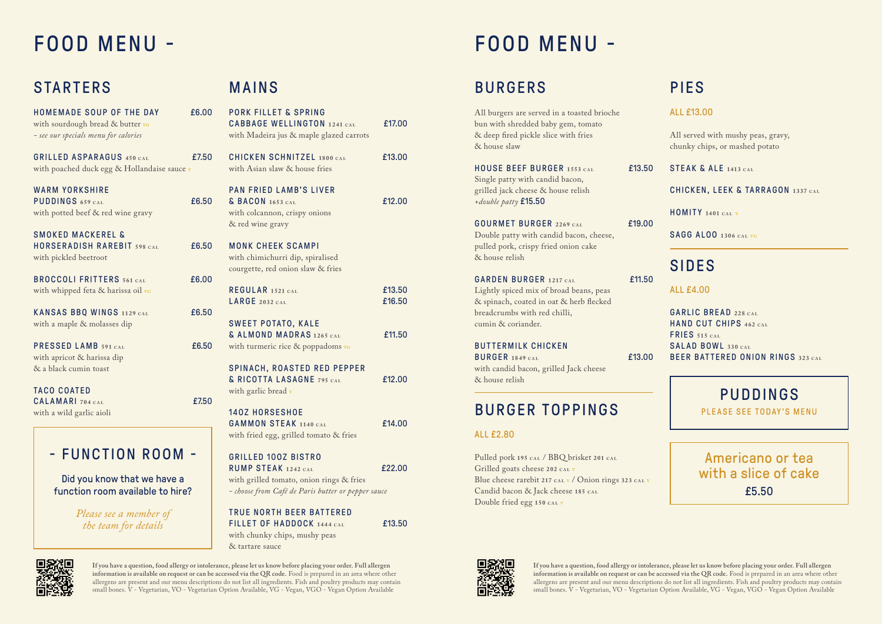# FOOD MENU -

## STARTERS

**HOMEMADE SOUP OF THE DAY** £6.00
with sourdough bread & butter VG
*– see our specials menu for calories*

**GRILLED ASPARAGUS** 450 CAL £7.50
with poached duck egg & Hollandaise sauce V

**WARM YORKSHIRE PUDDINGS** 659 CAL £6.50
with potted beef & red wine gravy

**SMOKED MACKEREL & HORSERADISH RAREBIT** 598 CAL £6.50
with pickled beetroot

**BROCCOLI FRITTERS** 561 CAL £6.00
with whipped feta & harissa oil VG

**KANSAS BBQ WINGS** 1129 CAL £6.50
with a maple & molasses dip

**PRESSED LAMB** 591 CAL £6.50
with apricot & harissa dip & a black cumin toast

**TACO COATED CALAMARI** 704 CAL £7.50
with a wild garlic aioli

## - FUNCTION ROOM -

Did you know that we have a function room available to hire?

*Please see a member of the team for details*

## MAINS

**PORK FILLET & SPRING CABBAGE WELLINGTON** 1241 CAL £17.00
with Madeira jus & maple glazed carrots

**CHICKEN SCHNITZEL** 1800 CAL £13.00
with Asian slaw & house fries

**PAN FRIED LAMB'S LIVER & BACON** 1653 CAL £12.00
with colcannon, crispy onions & red wine gravy

**MONK CHEEK SCAMPI**
with chimichurri dip, spiralised courgette, red onion slaw & fries

**REGULAR** 1521 CAL £13.50
**LARGE** 2032 CAL £16.50

**SWEET POTATO, KALE & ALMOND MADRAS** 1265 CAL £11.50
with turmeric rice & poppadoms VG

**SPINACH, ROASTED RED PEPPER & RICOTTA LASAGNE** 795 CAL £12.00
with garlic bread V

**14OZ HORSESHOE GAMMON STEAK** 1140 CAL £14.00
with fried egg, grilled tomato & fries

**GRILLED 10OZ BISTRO RUMP STEAK** 1242 CAL £22.00
with grilled tomato, onion rings & fries
*– choose from Café de Paris butter or pepper sauce*

**TRUE NORTH BEER BATTERED FILLET OF HADDOCK** 1444 CAL £13.50
with chunky chips, mushy peas & tartare sauce

**If you have a question, food allergy or intolerance, please let us know before placing your order. Full allergen information is available on request or can be accessed via the QR code.** Food is prepared in an area where other allergens are present and our menu descriptions do not list all ingredients. Fish and poultry products may contain small bones. V - Vegetarian, VO - Vegetarian Option Available, VG - Vegan, VGO - Vegan Option Available

# FOOD MENU -

## BURGERS

All burgers are served in a toasted brioche bun with shredded baby gem, tomato & deep fired pickle slice with fries & house slaw

**HOUSE BEEF BURGER** 1553 CAL £13.50
Single patty with candid bacon, grilled jack cheese & house relish
*+double patty* **£15.50**

**GOURMET BURGER** 2269 CAL £19.00
Double patty with candid bacon, cheese, pulled pork, crispy fried onion cake & house relish

**GARDEN BURGER** 1217 CAL £11.50
Lightly spiced mix of broad beans, peas & spinach, coated in oat & herb flecked breadcrumbs with red chilli, cumin & coriander.

**BUTTERMILK CHICKEN BURGER** 1849 CAL £13.00
with candid bacon, grilled Jack cheese & house relish

## BURGER TOPPINGS

ALL £2.80

Pulled pork 195 CAL / BBQ brisket 201 CAL
Grilled goats cheese 202 CAL V
Blue cheese rarebit 217 CAL V / Onion rings 323 CAL V
Candid bacon & Jack cheese 185 CAL
Double fried egg 150 CAL V

## PIES

ALL £13.00

All served with mushy peas, gravy, chunky chips, or mashed potato

**STEAK & ALE** 1413 CAL

**CHICKEN, LEEK & TARRAGON** 1337 CAL

**HOMITY** 1401 CAL V

**SAGG ALOO** 1306 CAL VG

## SIDES

ALL £4.00

**GARLIC BREAD** 228 CAL
**HAND CUT CHIPS** 462 CAL
**FRIES** 515 CAL
**SALAD BOWL** 330 CAL
**BEER BATTERED ONION RINGS** 323 CAL

## PUDDINGS

PLEASE SEE TODAY'S MENU

**Americano or tea with a slice of cake**
**£5.50**

**If you have a question, food allergy or intolerance, please let us know before placing your order. Full allergen information is available on request or can be accessed via the QR code.** Food is prepared in an area where other allergens are present and our menu descriptions do not list all ingredients. Fish and poultry products may contain small bones. V - Vegetarian, VO - Vegetarian Option Available, VG - Vegan, VGO - Vegan Option Available